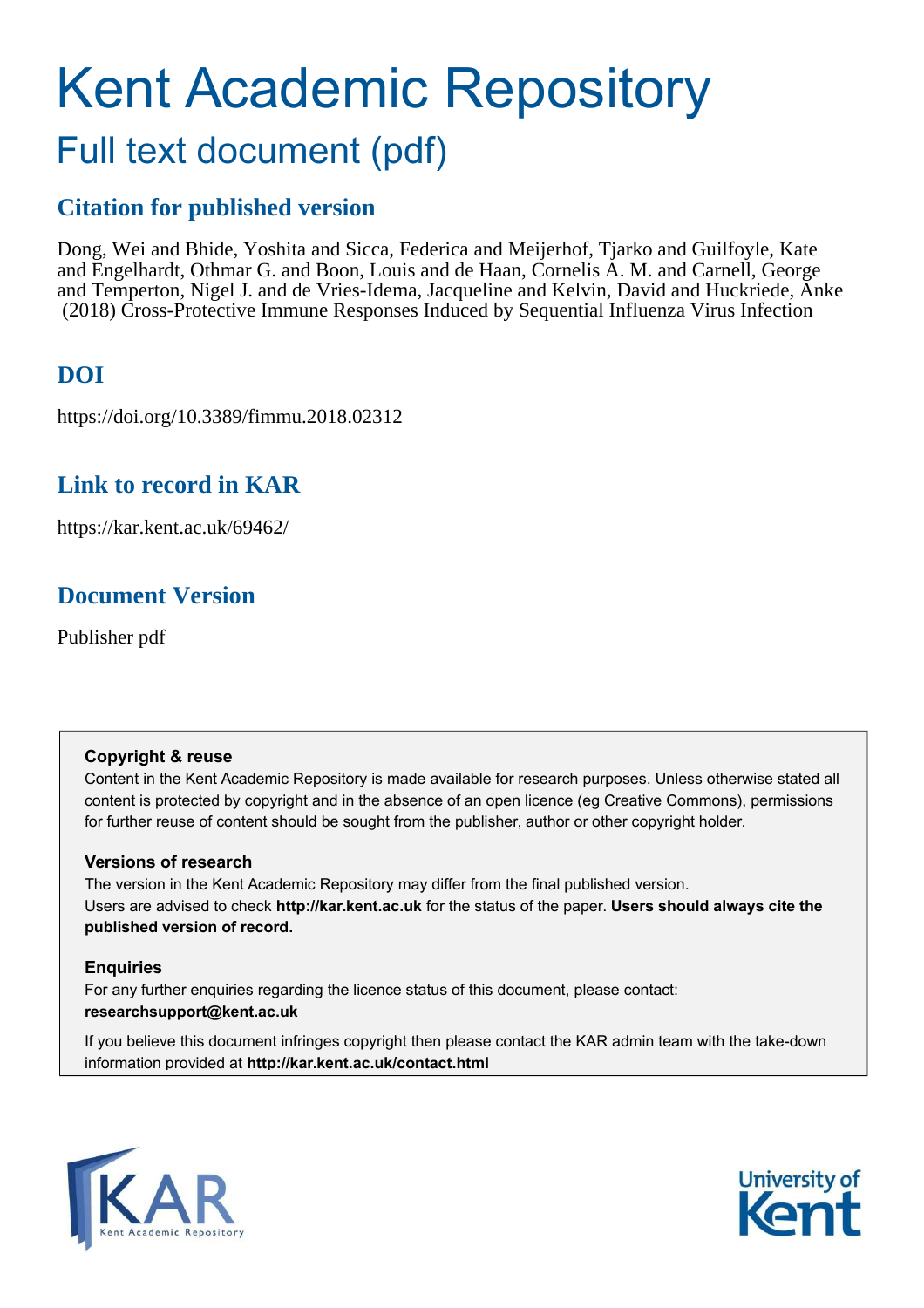# Kent Academic Repository

## Full text document (pdf)

### Citation for published version

Dong, Wei and Bhide, Yoshita and Sicca, Federica and Meijerhof, Tjarko and Guilfoyle, Kate and Engelhardt, Othmar G. and Boon, Louis and de Haan, Cornelis A. M. and Carnell, George and Temperton, Nigel J. and de Vries-Idema, Jacqueline and Kelvin, David and Huckriede, Anke (2018) Cross-Protective Immune Responses Induced by Sequential Influenza Virus Infection

### DOI

https://doi.org/10.3389/fimmu.2018.02312

### Link to record in KAR

https://kar.kent.ac.uk/69462/

### Document Version

Publisher pdf

**Copyright & reuse**

Content in the Kent Academic Repository is made available for research purposes. Unless otherwise stated all content is protected by copyright and in the absence of an open licence (eg Creative Commons), permissions for further reuse of content should be sought from the publisher, author or other copyright holder.

**Versions of research**

The version in the Kent Academic Repository may differ from the final published version. Users are advised to check **http://kar.kent.ac.uk** for the status of the paper. **Users should always cite the published version of record.**

**Enquiries**

For any further enquiries regarding the licence status of this document, please contact: **researchsupport@kent.ac.uk**

If you believe this document infringes copyright then please contact the KAR admin team with the take-down information provided at **http://kar.kent.ac.uk/contact.html**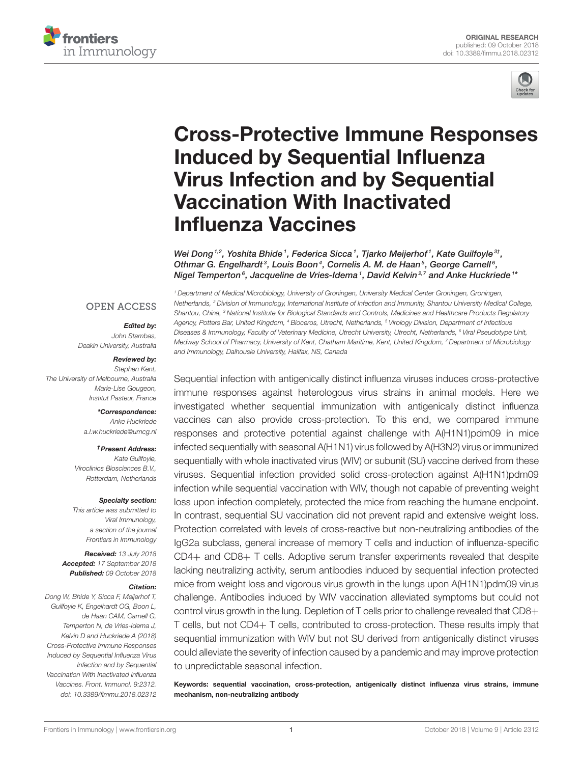ORIGINAL RESEARCH
published: 09 October 2018
doi: 10.3389/fimmu.2018.02312

# Cross-Protective Immune Responses Induced by Sequential Influenza Virus Infection and by Sequential Vaccination With Inactivated Influenza Vaccines

Wei Dong[1,2], Yoshita Bhide[1], Federica Sicca[1], Tjarko Meijerhof[1], Kate Guilfoyle[3†], Othmar G. Engelhardt[3], Louis Boon[4], Cornelis A. M. de Haan[5], George Carnell[6], Nigel Temperton[6], Jacqueline de Vries-Idema[1], David Kelvin[2,7] and Anke Huckriede[1*]

[1] Department of Medical Microbiology, University of Groningen, University Medical Center Groningen, Groningen, Netherlands, [2] Division of Immunology, International Institute of Infection and Immunity, Shantou University Medical College, Shantou, China, [3] National Institute for Biological Standards and Controls, Medicines and Healthcare Products Regulatory Agency, Potters Bar, United Kingdom, [4] Bioceros, Utrecht, Netherlands, [5] Virology Division, Department of Infectious Diseases & Immunology, Faculty of Veterinary Medicine, Utrecht University, Utrecht, Netherlands, [6] Viral Pseudotype Unit, Medway School of Pharmacy, University of Kent, Chatham Maritime, Kent, United Kingdom, [7] Department of Microbiology and Immunology, Dalhousie University, Halifax, NS, Canada

OPEN ACCESS

**Edited by:**
John Stambas,
Deakin University, Australia

**Reviewed by:**
Stephen Kent,
The University of Melbourne, Australia
Marie-Lise Gougeon,
Institut Pasteur, France

***Correspondence:**
Anke Huckriede
a.l.w.huckriede@umcg.nl

**†Present Address:**
Kate Guilfoyle,
Viroclinics Biosciences B.V.,
Rotterdam, Netherlands

**Specialty section:**
This article was submitted to
Viral Immunology,
a section of the journal
Frontiers in Immunology

**Received:** 13 July 2018
**Accepted:** 17 September 2018
**Published:** 09 October 2018

**Citation:**
Dong W, Bhide Y, Sicca F, Meijerhof T, Guilfoyle K, Engelhardt OG, Boon L, de Haan CAM, Carnell G, Temperton N, de Vries-Idema J, Kelvin D and Huckriede A (2018) Cross-Protective Immune Responses Induced by Sequential Influenza Virus Infection and by Sequential Vaccination With Inactivated Influenza Vaccines. Front. Immunol. 9:2312. doi: 10.3389/fimmu.2018.02312

Sequential infection with antigenically distinct influenza viruses induces cross-protective immune responses against heterologous virus strains in animal models. Here we investigated whether sequential immunization with antigenically distinct influenza vaccines can also provide cross-protection. To this end, we compared immune responses and protective potential against challenge with A(H1N1)pdm09 in mice infected sequentially with seasonal A(H1N1) virus followed by A(H3N2) virus or immunized sequentially with whole inactivated virus (WIV) or subunit (SU) vaccine derived from these viruses. Sequential infection provided solid cross-protection against A(H1N1)pdm09 infection while sequential vaccination with WIV, though not capable of preventing weight loss upon infection completely, protected the mice from reaching the humane endpoint. In contrast, sequential SU vaccination did not prevent rapid and extensive weight loss. Protection correlated with levels of cross-reactive but non-neutralizing antibodies of the IgG2a subclass, general increase of memory T cells and induction of influenza-specific CD4+ and CD8+ T cells. Adoptive serum transfer experiments revealed that despite lacking neutralizing activity, serum antibodies induced by sequential infection protected mice from weight loss and vigorous virus growth in the lungs upon A(H1N1)pdm09 virus challenge. Antibodies induced by WIV vaccination alleviated symptoms but could not control virus growth in the lung. Depletion of T cells prior to challenge revealed that CD8+ T cells, but not CD4+ T cells, contributed to cross-protection. These results imply that sequential immunization with WIV but not SU derived from antigenically distinct viruses could alleviate the severity of infection caused by a pandemic and may improve protection to unpredictable seasonal infection.

**Keywords: sequential vaccination, cross-protection, antigenically distinct influenza virus strains, immune mechanism, non-neutralizing antibody**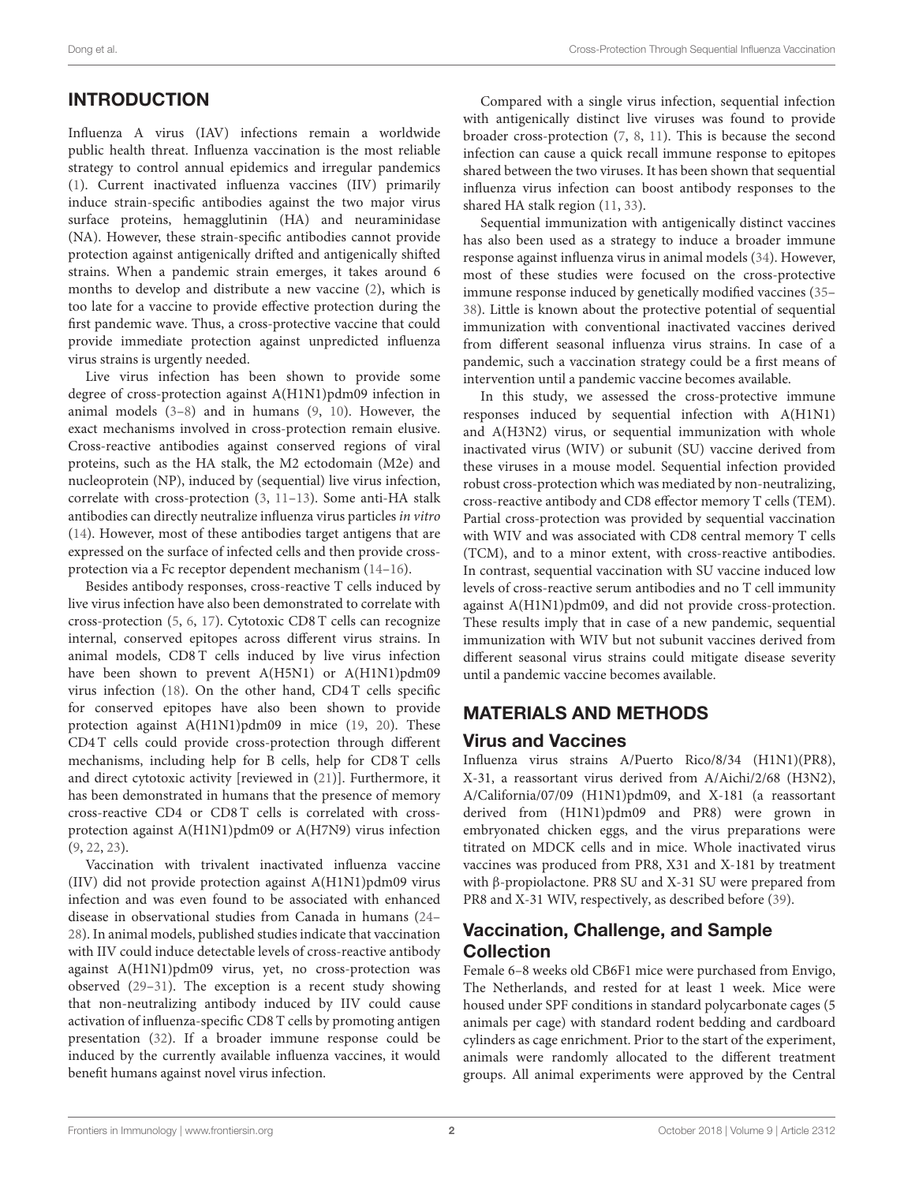## INTRODUCTION

Influenza A virus (IAV) infections remain a worldwide public health threat. Influenza vaccination is the most reliable strategy to control annual epidemics and irregular pandemics (1). Current inactivated influenza vaccines (IIV) primarily induce strain-specific antibodies against the two major virus surface proteins, hemagglutinin (HA) and neuraminidase (NA). However, these strain-specific antibodies cannot provide protection against antigenically drifted and antigenically shifted strains. When a pandemic strain emerges, it takes around 6 months to develop and distribute a new vaccine (2), which is too late for a vaccine to provide effective protection during the first pandemic wave. Thus, a cross-protective vaccine that could provide immediate protection against unpredicted influenza virus strains is urgently needed.

Live virus infection has been shown to provide some degree of cross-protection against A(H1N1)pdm09 infection in animal models (3–8) and in humans (9, 10). However, the exact mechanisms involved in cross-protection remain elusive. Cross-reactive antibodies against conserved regions of viral proteins, such as the HA stalk, the M2 ectodomain (M2e) and nucleoprotein (NP), induced by (sequential) live virus infection, correlate with cross-protection (3, 11–13). Some anti-HA stalk antibodies can directly neutralize influenza virus particles *in vitro* (14). However, most of these antibodies target antigens that are expressed on the surface of infected cells and then provide cross-protection via a Fc receptor dependent mechanism (14–16).

Besides antibody responses, cross-reactive T cells induced by live virus infection have also been demonstrated to correlate with cross-protection (5, 6, 17). Cytotoxic CD8 T cells can recognize internal, conserved epitopes across different virus strains. In animal models, CD8 T cells induced by live virus infection have been shown to prevent A(H5N1) or A(H1N1)pdm09 virus infection (18). On the other hand, CD4 T cells specific for conserved epitopes have also been shown to provide protection against A(H1N1)pdm09 in mice (19, 20). These CD4 T cells could provide cross-protection through different mechanisms, including help for B cells, help for CD8 T cells and direct cytotoxic activity [reviewed in (21)]. Furthermore, it has been demonstrated in humans that the presence of memory cross-reactive CD4 or CD8 T cells is correlated with cross-protection against A(H1N1)pdm09 or A(H7N9) virus infection (9, 22, 23).

Vaccination with trivalent inactivated influenza vaccine (IIV) did not provide protection against A(H1N1)pdm09 virus infection and was even found to be associated with enhanced disease in observational studies from Canada in humans (24–28). In animal models, published studies indicate that vaccination with IIV could induce detectable levels of cross-reactive antibody against A(H1N1)pdm09 virus, yet, no cross-protection was observed (29–31). The exception is a recent study showing that non-neutralizing antibody induced by IIV could cause activation of influenza-specific CD8 T cells by promoting antigen presentation (32). If a broader immune response could be induced by the currently available influenza vaccines, it would benefit humans against novel virus infection.

Compared with a single virus infection, sequential infection with antigenically distinct live viruses was found to provide broader cross-protection (7, 8, 11). This is because the second infection can cause a quick recall immune response to epitopes shared between the two viruses. It has been shown that sequential influenza virus infection can boost antibody responses to the shared HA stalk region (11, 33).

Sequential immunization with antigenically distinct vaccines has also been used as a strategy to induce a broader immune response against influenza virus in animal models (34). However, most of these studies were focused on the cross-protective immune response induced by genetically modified vaccines (35–38). Little is known about the protective potential of sequential immunization with conventional inactivated vaccines derived from different seasonal influenza virus strains. In case of a pandemic, such a vaccination strategy could be a first means of intervention until a pandemic vaccine becomes available.

In this study, we assessed the cross-protective immune responses induced by sequential infection with A(H1N1) and A(H3N2) virus, or sequential immunization with whole inactivated virus (WIV) or subunit (SU) vaccine derived from these viruses in a mouse model. Sequential infection provided robust cross-protection which was mediated by non-neutralizing, cross-reactive antibody and CD8 effector memory T cells (TEM). Partial cross-protection was provided by sequential vaccination with WIV and was associated with CD8 central memory T cells (TCM), and to a minor extent, with cross-reactive antibodies. In contrast, sequential vaccination with SU vaccine induced low levels of cross-reactive serum antibodies and no T cell immunity against A(H1N1)pdm09, and did not provide cross-protection. These results imply that in case of a new pandemic, sequential immunization with WIV but not subunit vaccines derived from different seasonal virus strains could mitigate disease severity until a pandemic vaccine becomes available.

## MATERIALS AND METHODS

### Virus and Vaccines

Influenza virus strains A/Puerto Rico/8/34 (H1N1)(PR8), X-31, a reassortant virus derived from A/Aichi/2/68 (H3N2), A/California/07/09 (H1N1)pdm09, and X-181 (a reassortant derived from (H1N1)pdm09 and PR8) were grown in embryonated chicken eggs, and the virus preparations were titrated on MDCK cells and in mice. Whole inactivated virus vaccines was produced from PR8, X31 and X-181 by treatment with β-propiolactone. PR8 SU and X-31 SU were prepared from PR8 and X-31 WIV, respectively, as described before (39).

### Vaccination, Challenge, and Sample Collection

Female 6–8 weeks old CB6F1 mice were purchased from Envigo, The Netherlands, and rested for at least 1 week. Mice were housed under SPF conditions in standard polycarbonate cages (5 animals per cage) with standard rodent bedding and cardboard cylinders as cage enrichment. Prior to the start of the experiment, animals were randomly allocated to the different treatment groups. All animal experiments were approved by the Central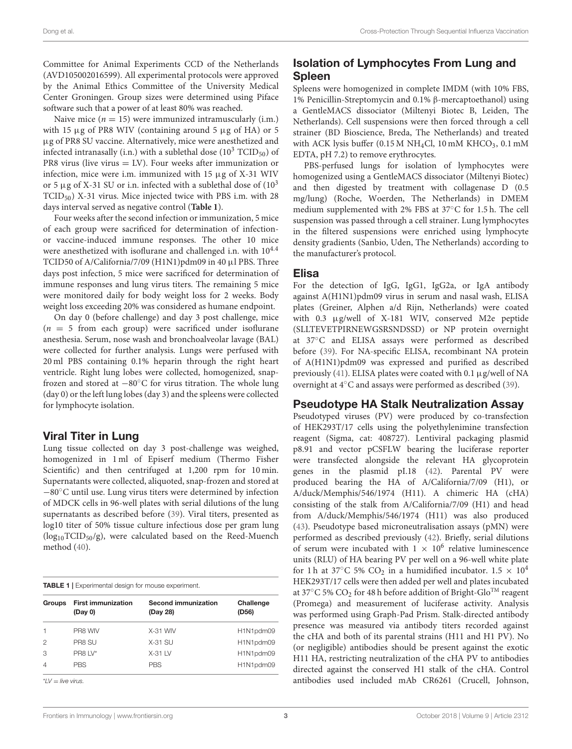Committee for Animal Experiments CCD of the Netherlands (AVD105002016599). All experimental protocols were approved by the Animal Ethics Committee of the University Medical Center Groningen. Group sizes were determined using Piface software such that a power of at least 80% was reached.

Naive mice ($n = 15$) were immunized intramuscularly (i.m.) with 15 µg of PR8 WIV (containing around 5 µg of HA) or 5 µg of PR8 SU vaccine. Alternatively, mice were anesthetized and infected intranasally (i.n.) with a sublethal dose ($10^3$ $TCID_{50}$) of PR8 virus (live virus = LV). Four weeks after immunization or infection, mice were i.m. immunized with 15 µg of X-31 WIV or 5 µg of X-31 SU or i.n. infected with a sublethal dose of ($10^3$ $TCID_{50}$) X-31 virus. Mice injected twice with PBS i.m. with 28 days interval served as negative control (**Table 1**).

Four weeks after the second infection or immunization, 5 mice of each group were sacrificed for determination of infection- or vaccine-induced immune responses. The other 10 mice were anesthetized with isoflurane and challenged i.n. with $10^{4.4}$ TCID50 of A/California/7/09 (H1N1)pdm09 in 40 µl PBS. Three days post infection, 5 mice were sacrificed for determination of immune responses and lung virus titers. The remaining 5 mice were monitored daily for body weight loss for 2 weeks. Body weight loss exceeding 20% was considered as humane endpoint.

On day 0 (before challenge) and day 3 post challenge, mice ($n = 5$ from each group) were sacrificed under isoflurane anesthesia. Serum, nose wash and bronchoalveolar lavage (BAL) were collected for further analysis. Lungs were perfused with 20 ml PBS containing 0.1% heparin through the right heart ventricle. Right lung lobes were collected, homogenized, snap-frozen and stored at −80°C for virus titration. The whole lung (day 0) or the left lung lobes (day 3) and the spleens were collected for lymphocyte isolation.

## Viral Titer in Lung

Lung tissue collected on day 3 post-challenge was weighed, homogenized in 1 ml of Episerf medium (Thermo Fisher Scientific) and then centrifuged at 1,200 rpm for 10 min. Supernatants were collected, aliquoted, snap-frozen and stored at −80°C until use. Lung virus titers were determined by infection of MDCK cells in 96-well plates with serial dilutions of the lung supernatants as described before (39). Viral titers, presented as log10 titer of 50% tissue culture infectious dose per gram lung ($log_{10}TCID_{50}/g$), were calculated based on the Reed-Muench method (40).

**TABLE 1** | Experimental design for mouse experiment.

| Groups | First immunization (Day 0) | Second immunization (Day 28) | Challenge (D56) |
|---|---|---|---|
| 1 | PR8 WIV | X-31 WIV | H1N1pdm09 |
| 2 | PR8 SU | X-31 SU | H1N1pdm09 |
| 3 | PR8 LV* | X-31 LV | H1N1pdm09 |
| 4 | PBS | PBS | H1N1pdm09 |

*LV = live virus.

## Isolation of Lymphocytes From Lung and Spleen

Spleens were homogenized in complete IMDM (with 10% FBS, 1% Penicillin-Streptomycin and 0.1% β-mercaptoethanol) using a GentleMACS dissociator (Miltenyi Biotec B, Leiden, The Netherlands). Cell suspensions were then forced through a cell strainer (BD Bioscience, Breda, The Netherlands) and treated with ACK lysis buffer (0.15 M $NH_4Cl$, 10 mM $KHCO_3$, 0.1 mM EDTA, pH 7.2) to remove erythrocytes.

PBS-perfused lungs for isolation of lymphocytes were homogenized using a GentleMACS dissociator (Miltenyi Biotec) and then digested by treatment with collagenase D (0.5 mg/lung) (Roche, Woerden, The Netherlands) in DMEM medium supplemented with 2% FBS at 37°C for 1.5 h. The cell suspension was passed through a cell strainer. Lung lymphocytes in the filtered suspensions were enriched using lymphocyte density gradients (Sanbio, Uden, The Netherlands) according to the manufacturer's protocol.

## Elisa

For the detection of IgG, IgG1, IgG2a, or IgA antibody against A(H1N1)pdm09 virus in serum and nasal wash, ELISA plates (Greiner, Alphen a/d Rijn, Netherlands) were coated with 0.3 µg/well of X-181 WIV, conserved M2e peptide (SLLTEVETPIRNEWGSRSNDSSD) or NP protein overnight at 37°C and ELISA assays were performed as described before (39). For NA-specific ELISA, recombinant NA protein of A(H1N1)pdm09 was expressed and purified as described previously (41). ELISA plates were coated with 0.1 µg/well of NA overnight at 4°C and assays were performed as described (39).

## Pseudotype HA Stalk Neutralization Assay

Pseudotyped viruses (PV) were produced by co-transfection of HEK293T/17 cells using the polyethylenimine transfection reagent (Sigma, cat: 408727). Lentiviral packaging plasmid p8.91 and vector pCSFLW bearing the luciferase reporter were transfected alongside the relevant HA glycoprotein genes in the plasmid pI.18 (42). Parental PV were produced bearing the HA of A/California/7/09 (H1), or A/duck/Memphis/546/1974 (H11). A chimeric HA (cHA) consisting of the stalk from A/California/7/09 (H1) and head from A/duck/Memphis/546/1974 (H11) was also produced (43). Pseudotype based microneutralisation assays (pMN) were performed as described previously (42). Briefly, serial dilutions of serum were incubated with $1 \times 10^6$ relative luminescence units (RLU) of HA bearing PV per well on a 96-well white plate for 1 h at 37°C 5% $CO_2$ in a humidified incubator. $1.5 \times 10^4$ HEK293T/17 cells were then added per well and plates incubated at 37°C 5% $CO_2$ for 48 h before addition of Bright-Glo™ reagent (Promega) and measurement of luciferase activity. Analysis was performed using Graph-Pad Prism. Stalk-directed antibody presence was measured via antibody titers recorded against the cHA and both of its parental strains (H11 and H1 PV). No (or negligible) antibodies should be present against the exotic H11 HA, restricting neutralization of the cHA PV to antibodies directed against the conserved H1 stalk of the cHA. Control antibodies used included mAb CR6261 (Crucell, Johnson,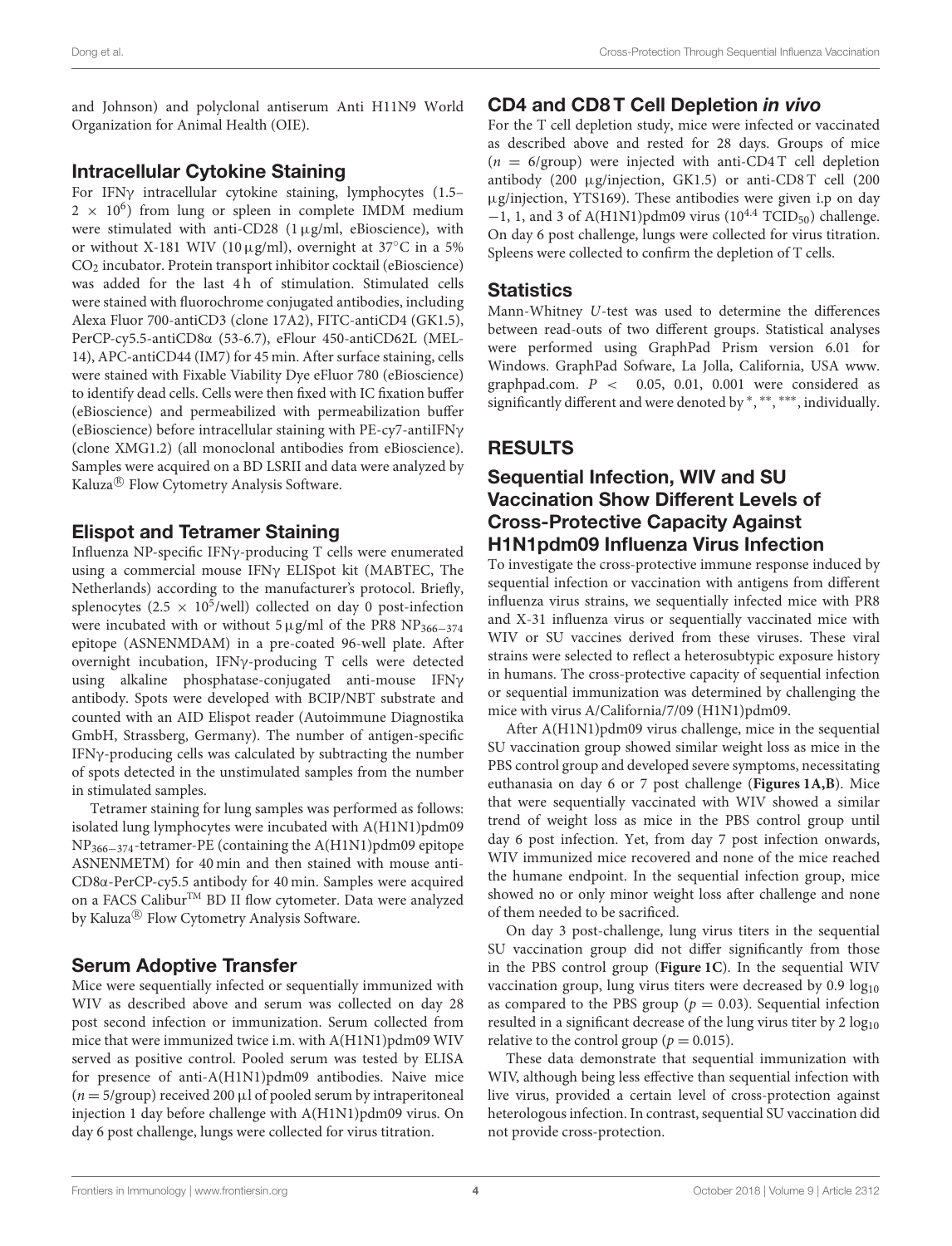and Johnson) and polyclonal antiserum Anti H11N9 World Organization for Animal Health (OIE).

## Intracellular Cytokine Staining

For IFNγ intracellular cytokine staining, lymphocytes (1.5–$2 \times 10^6$) from lung or spleen in complete IMDM medium were stimulated with anti-CD28 (1 µg/ml, eBioscience), with or without X-181 WIV (10 µg/ml), overnight at 37°C in a 5% $CO_2$ incubator. Protein transport inhibitor cocktail (eBioscience) was added for the last 4 h of stimulation. Stimulated cells were stained with fluorochrome conjugated antibodies, including Alexa Fluor 700-antiCD3 (clone 17A2), FITC-antiCD4 (GK1.5), PerCP-cy5.5-antiCD8α (53-6.7), eFlour 450-antiCD62L (MEL-14), APC-antiCD44 (IM7) for 45 min. After surface staining, cells were stained with Fixable Viability Dye eFluor 780 (eBioscience) to identify dead cells. Cells were then fixed with IC fixation buffer (eBioscience) and permeabilized with permeabilization buffer (eBioscience) before intracellular staining with PE-cy7-antiIFNγ (clone XMG1.2) (all monoclonal antibodies from eBioscience). Samples were acquired on a BD LSRII and data were analyzed by Kaluza® Flow Cytometry Analysis Software.

## Elispot and Tetramer Staining

Influenza NP-specific IFNγ-producing T cells were enumerated using a commercial mouse IFNγ ELISpot kit (MABTEC, The Netherlands) according to the manufacturer's protocol. Briefly, splenocytes ($2.5 \times 10^5$/well) collected on day 0 post-infection were incubated with or without 5 µg/ml of the PR8 $NP_{366-374}$ epitope (ASNENMDAM) in a pre-coated 96-well plate. After overnight incubation, IFNγ-producing T cells were detected using alkaline phosphatase-conjugated anti-mouse IFNγ antibody. Spots were developed with BCIP/NBT substrate and counted with an AID Elispot reader (Autoimmune Diagnostika GmbH, Strassberg, Germany). The number of antigen-specific IFNγ-producing cells was calculated by subtracting the number of spots detected in the unstimulated samples from the number in stimulated samples.

Tetramer staining for lung samples was performed as follows: isolated lung lymphocytes were incubated with A(H1N1)pdm09 $NP_{366-374}$-tetramer-PE (containing the A(H1N1)pdm09 epitope ASNENMETM) for 40 min and then stained with mouse anti-CD8α-PerCP-cy5.5 antibody for 40 min. Samples were acquired on a FACS Calibur™ BD II flow cytometer. Data were analyzed by Kaluza® Flow Cytometry Analysis Software.

## Serum Adoptive Transfer

Mice were sequentially infected or sequentially immunized with WIV as described above and serum was collected on day 28 post second infection or immunization. Serum collected from mice that were immunized twice i.m. with A(H1N1)pdm09 WIV served as positive control. Pooled serum was tested by ELISA for presence of anti-A(H1N1)pdm09 antibodies. Naive mice ($n = 5$/group) received 200 µl of pooled serum by intraperitoneal injection 1 day before challenge with A(H1N1)pdm09 virus. On day 6 post challenge, lungs were collected for virus titration.

## CD4 and CD8 T Cell Depletion *in vivo*

For the T cell depletion study, mice were infected or vaccinated as described above and rested for 28 days. Groups of mice ($n = 6$/group) were injected with anti-CD4 T cell depletion antibody (200 µg/injection, GK1.5) or anti-CD8 T cell (200 µg/injection, YTS169). These antibodies were given i.p on day −1, 1, and 3 of A(H1N1)pdm09 virus ($10^{4.4}$ $TCID_{50}$) challenge. On day 6 post challenge, lungs were collected for virus titration. Spleens were collected to confirm the depletion of T cells.

## Statistics

Mann-Whitney *U*-test was used to determine the differences between read-outs of two different groups. Statistical analyses were performed using GraphPad Prism version 6.01 for Windows. GraphPad Sofware, La Jolla, California, USA www.graphpad.com. $P <$ 0.05, 0.01, 0.001 were considered as significantly different and were denoted by *, **, ***, individually.

# RESULTS

## Sequential Infection, WIV and SU Vaccination Show Different Levels of Cross-Protective Capacity Against H1N1pdm09 Influenza Virus Infection

To investigate the cross-protective immune response induced by sequential infection or vaccination with antigens from different influenza virus strains, we sequentially infected mice with PR8 and X-31 influenza virus or sequentially vaccinated mice with WIV or SU vaccines derived from these viruses. These viral strains were selected to reflect a heterosubtypic exposure history in humans. The cross-protective capacity of sequential infection or sequential immunization was determined by challenging the mice with virus A/California/7/09 (H1N1)pdm09.

After A(H1N1)pdm09 virus challenge, mice in the sequential SU vaccination group showed similar weight loss as mice in the PBS control group and developed severe symptoms, necessitating euthanasia on day 6 or 7 post challenge (**Figures 1A,B**). Mice that were sequentially vaccinated with WIV showed a similar trend of weight loss as mice in the PBS control group until day 6 post infection. Yet, from day 7 post infection onwards, WIV immunized mice recovered and none of the mice reached the humane endpoint. In the sequential infection group, mice showed no or only minor weight loss after challenge and none of them needed to be sacrificed.

On day 3 post-challenge, lung virus titers in the sequential SU vaccination group did not differ significantly from those in the PBS control group (**Figure 1C**). In the sequential WIV vaccination group, lung virus titers were decreased by 0.9 $\log_{10}$ as compared to the PBS group ($p = 0.03$). Sequential infection resulted in a significant decrease of the lung virus titer by 2 $\log_{10}$ relative to the control group ($p = 0.015$).

These data demonstrate that sequential immunization with WIV, although being less effective than sequential infection with live virus, provided a certain level of cross-protection against heterologous infection. In contrast, sequential SU vaccination did not provide cross-protection.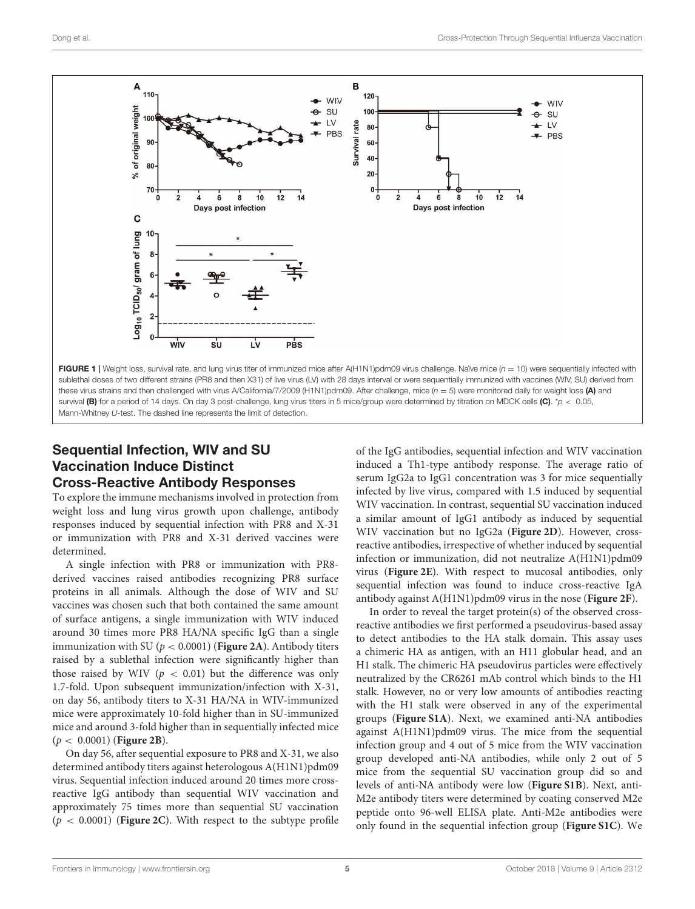FIGURE 1 | Weight loss, survival rate, and lung virus titer of immunized mice after A(H1N1)pdm09 virus challenge. Naïve mice ($n = 10$) were sequentially infected with sublethal doses of two different strains (PR8 and then X31) of live virus (LV) with 28 days interval or were sequentially immunized with vaccines (WIV, SU) derived from these virus strains and then challenged with virus A/California/7/2009 (H1N1)pdm09. After challenge, mice ($n = 5$) were monitored daily for weight loss **(A)** and survival **(B)** for a period of 14 days. On day 3 post-challenge, lung virus titers in 5 mice/group were determined by titration on MDCK cells **(C)**. *$p < 0.05$, Mann-Whitney *U*-test. The dashed line represents the limit of detection.

## Sequential Infection, WIV and SU Vaccination Induce Distinct Cross-Reactive Antibody Responses

To explore the immune mechanisms involved in protection from weight loss and lung virus growth upon challenge, antibody responses induced by sequential infection with PR8 and X-31 or immunization with PR8 and X-31 derived vaccines were determined.

A single infection with PR8 or immunization with PR8-derived vaccines raised antibodies recognizing PR8 surface proteins in all animals. Although the dose of WIV and SU vaccines was chosen such that both contained the same amount of surface antigens, a single immunization with WIV induced around 30 times more PR8 HA/NA specific IgG than a single immunization with SU ($p < 0.0001$) (**Figure 2A**). Antibody titers raised by a sublethal infection were significantly higher than those raised by WIV ($p < 0.01$) but the difference was only 1.7-fold. Upon subsequent immunization/infection with X-31, on day 56, antibody titers to X-31 HA/NA in WIV-immunized mice were approximately 10-fold higher than in SU-immunized mice and around 3-fold higher than in sequentially infected mice ($p < 0.0001$) (**Figure 2B**).

On day 56, after sequential exposure to PR8 and X-31, we also determined antibody titers against heterologous A(H1N1)pdm09 virus. Sequential infection induced around 20 times more cross-reactive IgG antibody than sequential WIV vaccination and approximately 75 times more than sequential SU vaccination ($p < 0.0001$) (**Figure 2C**). With respect to the subtype profile of the IgG antibodies, sequential infection and WIV vaccination induced a Th1-type antibody response. The average ratio of serum IgG2a to IgG1 concentration was 3 for mice sequentially infected by live virus, compared with 1.5 induced by sequential WIV vaccination. In contrast, sequential SU vaccination induced a similar amount of IgG1 antibody as induced by sequential WIV vaccination but no IgG2a (**Figure 2D**). However, cross-reactive antibodies, irrespective of whether induced by sequential infection or immunization, did not neutralize A(H1N1)pdm09 virus (**Figure 2E**). With respect to mucosal antibodies, only sequential infection was found to induce cross-reactive IgA antibody against A(H1N1)pdm09 virus in the nose (**Figure 2F**).

In order to reveal the target protein(s) of the observed cross-reactive antibodies we first performed a pseudovirus-based assay to detect antibodies to the HA stalk domain. This assay uses a chimeric HA as antigen, with an H11 globular head, and an H1 stalk. The chimeric HA pseudovirus particles were effectively neutralized by the CR6261 mAb control which binds to the H1 stalk. However, no or very low amounts of antibodies reacting with the H1 stalk were observed in any of the experimental groups (**Figure S1A**). Next, we examined anti-NA antibodies against A(H1N1)pdm09 virus. The mice from the sequential infection group and 4 out of 5 mice from the WIV vaccination group developed anti-NA antibodies, while only 2 out of 5 mice from the sequential SU vaccination group did so and levels of anti-NA antibody were low (**Figure S1B**). Next, anti-M2e antibody titers were determined by coating conserved M2e peptide onto 96-well ELISA plate. Anti-M2e antibodies were only found in the sequential infection group (**Figure S1C**). We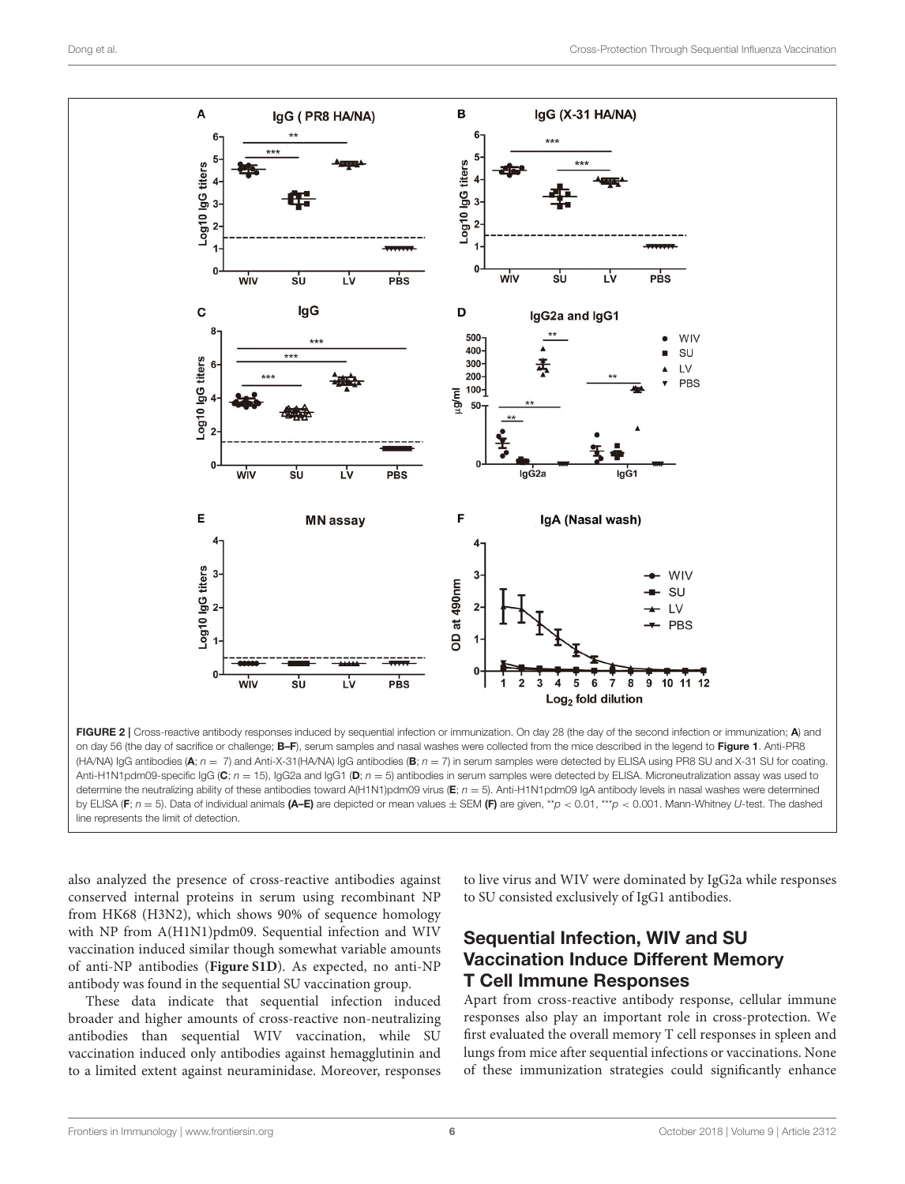FIGURE 2 | Cross-reactive antibody responses induced by sequential infection or immunization. On day 28 (the day of the second infection or immunization; **A**) and on day 56 (the day of sacrifice or challenge; **B–F**), serum samples and nasal washes were collected from the mice described in the legend to **Figure 1**. Anti-PR8 (HA/NA) IgG antibodies (**A**; $n = 7$) and Anti-X-31(HA/NA) IgG antibodies (**B**; $n = 7$) in serum samples were detected by ELISA using PR8 SU and X-31 SU for coating. Anti-H1N1pdm09-specific IgG (**C**; $n = 15$), IgG2a and IgG1 (**D**; $n = 5$) antibodies in serum samples were detected by ELISA. Microneutralization assay was used to determine the neutralizing ability of these antibodies toward A(H1N1)pdm09 virus (**E**; $n = 5$). Anti-H1N1pdm09 IgA antibody levels in nasal washes were determined by ELISA (**F**; $n = 5$). Data of individual animals **(A–E)** are depicted or mean values ± SEM **(F)** are given, $^{**}p < 0.01$, $^{***}p < 0.001$. Mann-Whitney *U*-test. The dashed line represents the limit of detection.

also analyzed the presence of cross-reactive antibodies against conserved internal proteins in serum using recombinant NP from HK68 (H3N2), which shows 90% of sequence homology with NP from A(H1N1)pdm09. Sequential infection and WIV vaccination induced similar though somewhat variable amounts of anti-NP antibodies (**Figure S1D**). As expected, no anti-NP antibody was found in the sequential SU vaccination group.

These data indicate that sequential infection induced broader and higher amounts of cross-reactive non-neutralizing antibodies than sequential WIV vaccination, while SU vaccination induced only antibodies against hemagglutinin and to a limited extent against neuraminidase. Moreover, responses to live virus and WIV were dominated by IgG2a while responses to SU consisted exclusively of IgG1 antibodies.

## Sequential Infection, WIV and SU Vaccination Induce Different Memory T Cell Immune Responses

Apart from cross-reactive antibody response, cellular immune responses also play an important role in cross-protection. We first evaluated the overall memory T cell responses in spleen and lungs from mice after sequential infections or vaccinations. None of these immunization strategies could significantly enhance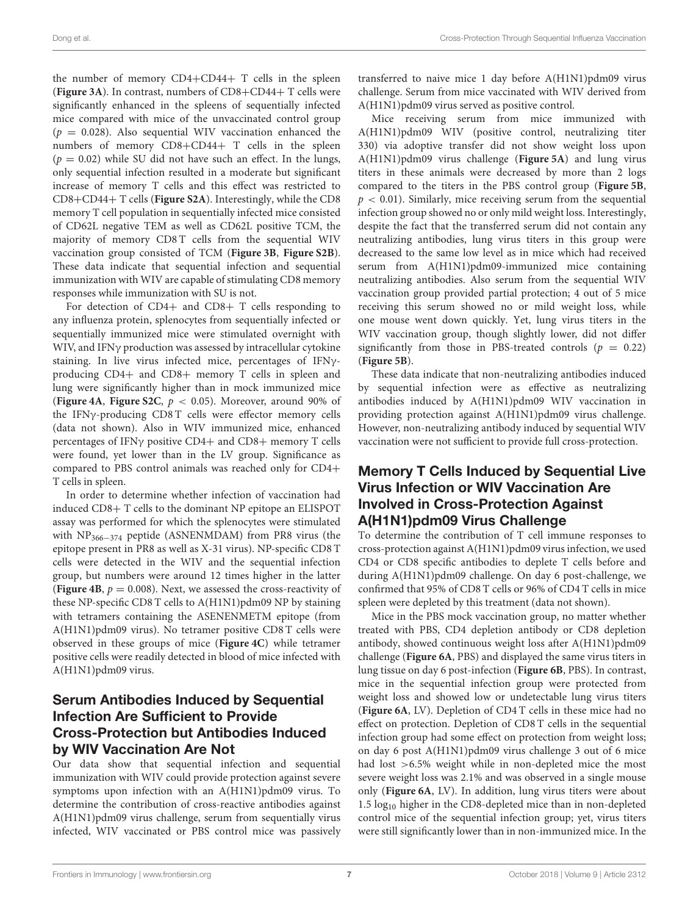the number of memory CD4+CD44+ T cells in the spleen (**Figure 3A**). In contrast, numbers of CD8+CD44+ T cells were significantly enhanced in the spleens of sequentially infected mice compared with mice of the unvaccinated control group ($p = 0.028$). Also sequential WIV vaccination enhanced the numbers of memory CD8+CD44+ T cells in the spleen ($p = 0.02$) while SU did not have such an effect. In the lungs, only sequential infection resulted in a moderate but significant increase of memory T cells and this effect was restricted to CD8+CD44+ T cells (**Figure S2A**). Interestingly, while the CD8 memory T cell population in sequentially infected mice consisted of CD62L negative TEM as well as CD62L positive TCM, the majority of memory CD8 T cells from the sequential WIV vaccination group consisted of TCM (**Figure 3B**, **Figure S2B**). These data indicate that sequential infection and sequential immunization with WIV are capable of stimulating CD8 memory responses while immunization with SU is not.

For detection of CD4+ and CD8+ T cells responding to any influenza protein, splenocytes from sequentially infected or sequentially immunized mice were stimulated overnight with WIV, and IFNγ production was assessed by intracellular cytokine staining. In live virus infected mice, percentages of IFNγ-producing CD4+ and CD8+ memory T cells in spleen and lung were significantly higher than in mock immunized mice (**Figure 4A**, **Figure S2C**, $p < 0.05$). Moreover, around 90% of the IFNγ-producing CD8 T cells were effector memory cells (data not shown). Also in WIV immunized mice, enhanced percentages of IFNγ positive CD4+ and CD8+ memory T cells were found, yet lower than in the LV group. Significance as compared to PBS control animals was reached only for CD4+ T cells in spleen.

In order to determine whether infection of vaccination had induced CD8+ T cells to the dominant NP epitope an ELISPOT assay was performed for which the splenocytes were stimulated with $NP_{366-374}$ peptide (ASNENMDAM) from PR8 virus (the epitope present in PR8 as well as X-31 virus). NP-specific CD8 T cells were detected in the WIV and the sequential infection group, but numbers were around 12 times higher in the latter (**Figure 4B**, $p = 0.008$). Next, we assessed the cross-reactivity of these NP-specific CD8 T cells to A(H1N1)pdm09 NP by staining with tetramers containing the ASENENMETM epitope (from A(H1N1)pdm09 virus). No tetramer positive CD8 T cells were observed in these groups of mice (**Figure 4C**) while tetramer positive cells were readily detected in blood of mice infected with A(H1N1)pdm09 virus.

## Serum Antibodies Induced by Sequential Infection Are Sufficient to Provide Cross-Protection but Antibodies Induced by WIV Vaccination Are Not

Our data show that sequential infection and sequential immunization with WIV could provide protection against severe symptoms upon infection with an A(H1N1)pdm09 virus. To determine the contribution of cross-reactive antibodies against A(H1N1)pdm09 virus challenge, serum from sequentially virus infected, WIV vaccinated or PBS control mice was passively transferred to naive mice 1 day before A(H1N1)pdm09 virus challenge. Serum from mice vaccinated with WIV derived from A(H1N1)pdm09 virus served as positive control.

Mice receiving serum from mice immunized with A(H1N1)pdm09 WIV (positive control, neutralizing titer 330) via adoptive transfer did not show weight loss upon A(H1N1)pdm09 virus challenge (**Figure 5A**) and lung virus titers in these animals were decreased by more than 2 logs compared to the titers in the PBS control group (**Figure 5B**, $p < 0.01$). Similarly, mice receiving serum from the sequential infection group showed no or only mild weight loss. Interestingly, despite the fact that the transferred serum did not contain any neutralizing antibodies, lung virus titers in this group were decreased to the same low level as in mice which had received serum from A(H1N1)pdm09-immunized mice containing neutralizing antibodies. Also serum from the sequential WIV vaccination group provided partial protection; 4 out of 5 mice receiving this serum showed no or mild weight loss, while one mouse went down quickly. Yet, lung virus titers in the WIV vaccination group, though slightly lower, did not differ significantly from those in PBS-treated controls ($p = 0.22$) (**Figure 5B**).

These data indicate that non-neutralizing antibodies induced by sequential infection were as effective as neutralizing antibodies induced by A(H1N1)pdm09 WIV vaccination in providing protection against A(H1N1)pdm09 virus challenge. However, non-neutralizing antibody induced by sequential WIV vaccination were not sufficient to provide full cross-protection.

## Memory T Cells Induced by Sequential Live Virus Infection or WIV Vaccination Are Involved in Cross-Protection Against A(H1N1)pdm09 Virus Challenge

To determine the contribution of T cell immune responses to cross-protection against A(H1N1)pdm09 virus infection, we used CD4 or CD8 specific antibodies to deplete T cells before and during A(H1N1)pdm09 challenge. On day 6 post-challenge, we confirmed that 95% of CD8 T cells or 96% of CD4 T cells in mice spleen were depleted by this treatment (data not shown).

Mice in the PBS mock vaccination group, no matter whether treated with PBS, CD4 depletion antibody or CD8 depletion antibody, showed continuous weight loss after A(H1N1)pdm09 challenge (**Figure 6A**, PBS) and displayed the same virus titers in lung tissue on day 6 post-infection (**Figure 6B**, PBS). In contrast, mice in the sequential infection group were protected from weight loss and showed low or undetectable lung virus titers (**Figure 6A**, LV). Depletion of CD4 T cells in these mice had no effect on protection. Depletion of CD8 T cells in the sequential infection group had some effect on protection from weight loss; on day 6 post A(H1N1)pdm09 virus challenge 3 out of 6 mice had lost >6.5% weight while in non-depleted mice the most severe weight loss was 2.1% and was observed in a single mouse only (**Figure 6A**, LV). In addition, lung virus titers were about 1.5 $\log_{10}$ higher in the CD8-depleted mice than in non-depleted control mice of the sequential infection group; yet, virus titers were still significantly lower than in non-immunized mice. In the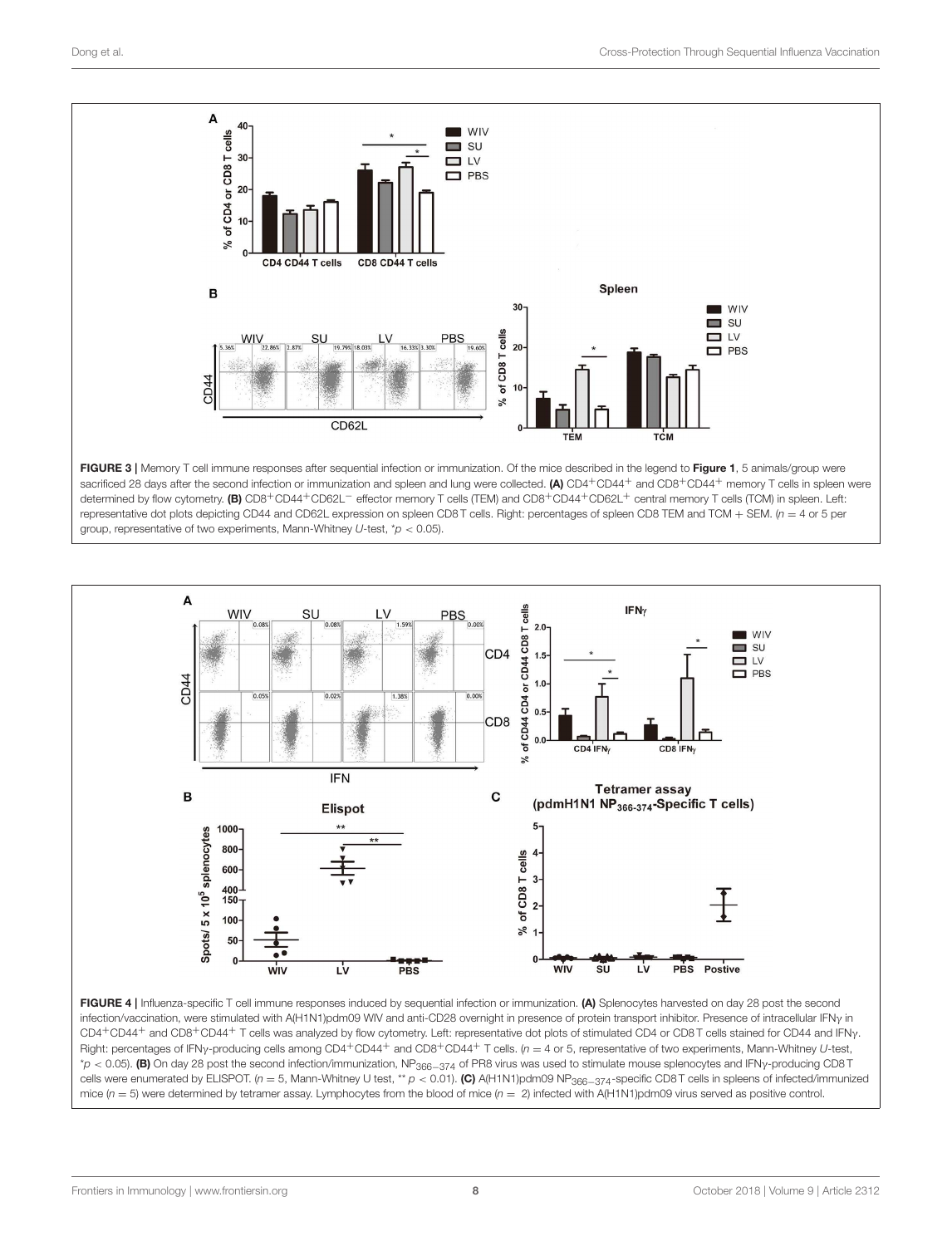**FIGURE 3 |** Memory T cell immune responses after sequential infection or immunization. Of the mice described in the legend to **Figure 1**, 5 animals/group were sacrificed 28 days after the second infection or immunization and spleen and lung were collected. **(A)** $CD4^{+}CD44^{+}$ and $CD8^{+}CD44^{+}$ memory T cells in spleen were determined by flow cytometry. **(B)** $CD8^{+}CD44^{+}CD62L^{-}$ effector memory T cells (TEM) and $CD8^{+}CD44^{+}CD62L^{+}$ central memory T cells (TCM) in spleen. Left: representative dot plots depicting CD44 and CD62L expression on spleen CD8 T cells. Right: percentages of spleen CD8 TEM and TCM + SEM. ($n = 4$ or 5 per group, representative of two experiments, Mann-Whitney $U$-test, $^{*}p < 0.05$).

**FIGURE 4 |** Influenza-specific T cell immune responses induced by sequential infection or immunization. **(A)** Splenocytes harvested on day 28 post the second infection/vaccination, were stimulated with A(H1N1)pdm09 WIV and anti-CD28 overnight in presence of protein transport inhibitor. Presence of intracellular IFNγ in $CD4^{+}CD44^{+}$ and $CD8^{+}CD44^{+}$ T cells was analyzed by flow cytometry. Left: representative dot plots of stimulated CD4 or CD8 T cells stained for CD44 and IFNγ. Right: percentages of IFNγ-producing cells among $CD4^{+}CD44^{+}$ and $CD8^{+}CD44^{+}$ T cells. ($n = 4$ or 5, representative of two experiments, Mann-Whitney $U$-test, $^{*}p < 0.05$). **(B)** On day 28 post the second infection/immunization, $NP_{366-374}$ of PR8 virus was used to stimulate mouse splenocytes and IFNγ-producing CD8 T cells were enumerated by ELISPOT. ($n = 5$, Mann-Whitney U test, $^{**}p < 0.01$). **(C)** A(H1N1)pdm09 $NP_{366-374}$-specific CD8 T cells in spleens of infected/immunized mice ($n = 5$) were determined by tetramer assay. Lymphocytes from the blood of mice ($n = 2$) infected with A(H1N1)pdm09 virus served as positive control.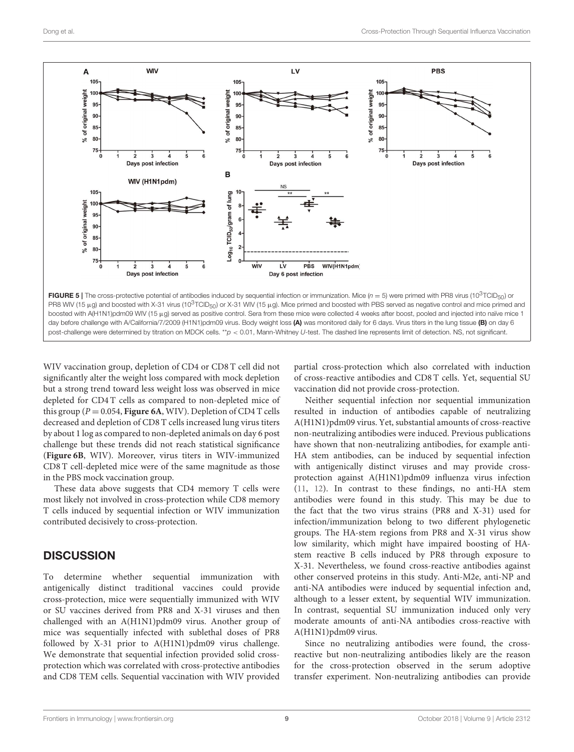FIGURE 5 | The cross-protective potential of antibodies induced by sequential infection or immunization. Mice ($n = 5$) were primed with PR8 virus ($10^3$TCID$_{50}$) or PR8 WIV (15 μg) and boosted with X-31 virus ($10^3$TCID$_{50}$) or X-31 WIV (15 μg). Mice primed and boosted with PBS served as negative control and mice primed and boosted with A(H1N1)pdm09 WIV (15 μg) served as positive control. Sera from these mice were collected 4 weeks after boost, pooled and injected into naïve mice 1 day before challenge with A/California/7/2009 (H1N1)pdm09 virus. Body weight loss **(A)** was monitored daily for 6 days. Virus titers in the lung tissue **(B)** on day 6 post-challenge were determined by titration on MDCK cells. $^{**}p < 0.01$, Mann-Whitney *U*-test. The dashed line represents limit of detection. NS, not significant.

WIV vaccination group, depletion of CD4 or CD8 T cell did not significantly alter the weight loss compared with mock depletion but a strong trend toward less weight loss was observed in mice depleted for CD4 T cells as compared to non-depleted mice of this group ($P = 0.054$, **Figure 6A**, WIV). Depletion of CD4 T cells decreased and depletion of CD8 T cells increased lung virus titers by about 1 log as compared to non-depleted animals on day 6 post challenge but these trends did not reach statistical significance (**Figure 6B**, WIV). Moreover, virus titers in WIV-immunized CD8 T cell-depleted mice were of the same magnitude as those in the PBS mock vaccination group.

These data above suggests that CD4 memory T cells were most likely not involved in cross-protection while CD8 memory T cells induced by sequential infection or WIV immunization contributed decisively to cross-protection.

## DISCUSSION

To determine whether sequential immunization with antigenically distinct traditional vaccines could provide cross-protection, mice were sequentially immunized with WIV or SU vaccines derived from PR8 and X-31 viruses and then challenged with an A(H1N1)pdm09 virus. Another group of mice was sequentially infected with sublethal doses of PR8 followed by X-31 prior to A(H1N1)pdm09 virus challenge. We demonstrate that sequential infection provided solid cross-protection which was correlated with cross-protective antibodies and CD8 TEM cells. Sequential vaccination with WIV provided partial cross-protection which also correlated with induction of cross-reactive antibodies and CD8 T cells. Yet, sequential SU vaccination did not provide cross-protection.

Neither sequential infection nor sequential immunization resulted in induction of antibodies capable of neutralizing A(H1N1)pdm09 virus. Yet, substantial amounts of cross-reactive non-neutralizing antibodies were induced. Previous publications have shown that non-neutralizing antibodies, for example anti-HA stem antibodies, can be induced by sequential infection with antigenically distinct viruses and may provide cross-protection against A(H1N1)pdm09 influenza virus infection (11, 12). In contrast to these findings, no anti-HA stem antibodies were found in this study. This may be due to the fact that the two virus strains (PR8 and X-31) used for infection/immunization belong to two different phylogenetic groups. The HA-stem regions from PR8 and X-31 virus show low similarity, which might have impaired boosting of HA-stem reactive B cells induced by PR8 through exposure to X-31. Nevertheless, we found cross-reactive antibodies against other conserved proteins in this study. Anti-M2e, anti-NP and anti-NA antibodies were induced by sequential infection and, although to a lesser extent, by sequential WIV immunization. In contrast, sequential SU immunization induced only very moderate amounts of anti-NA antibodies cross-reactive with A(H1N1)pdm09 virus.

Since no neutralizing antibodies were found, the cross-reactive but non-neutralizing antibodies likely are the reason for the cross-protection observed in the serum adoptive transfer experiment. Non-neutralizing antibodies can provide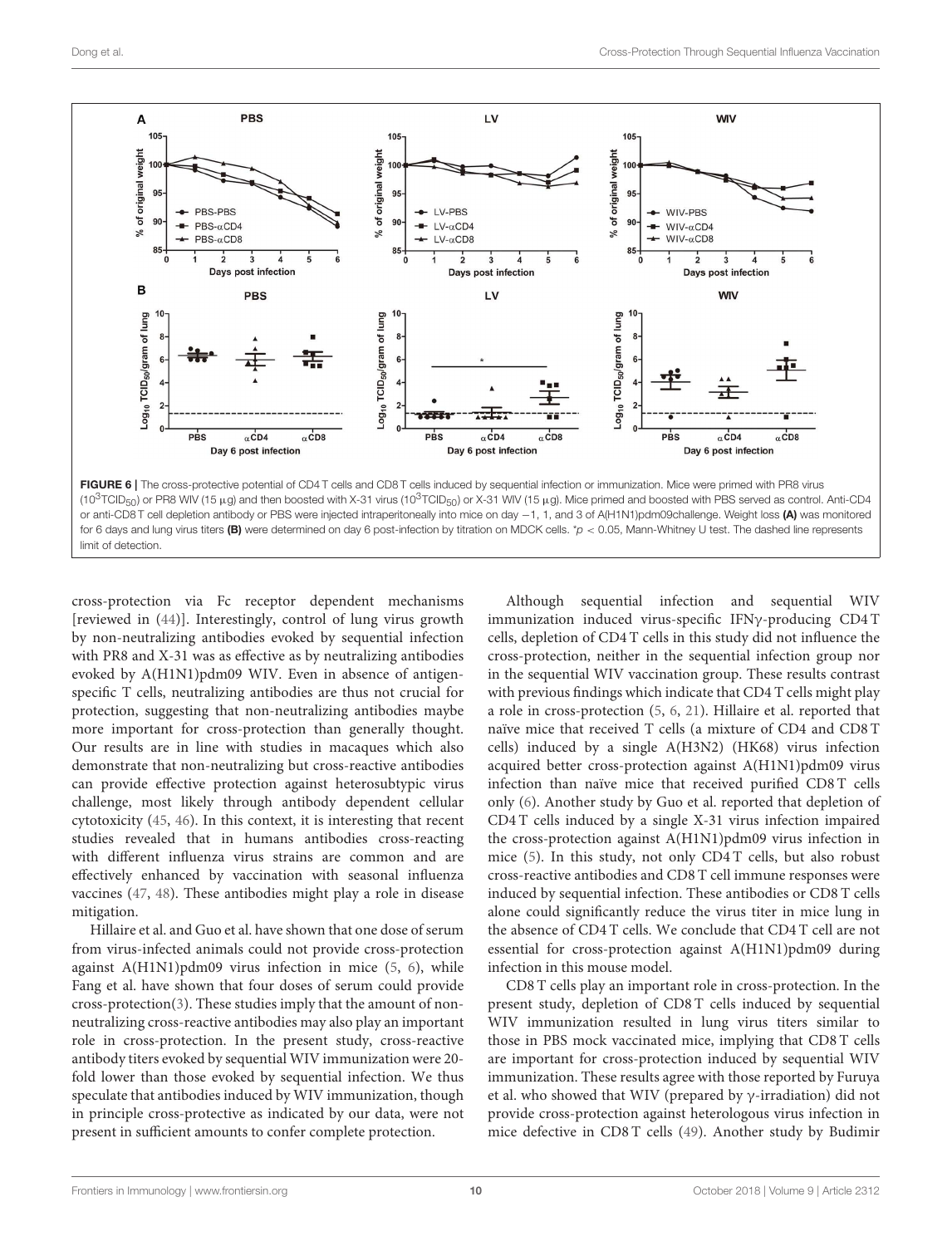FIGURE 6 | The cross-protective potential of CD4 T cells and CD8 T cells induced by sequential infection or immunization. Mice were primed with PR8 virus ($10^3$TCID$_{50}$) or PR8 WIV (15 μg) and then boosted with X-31 virus ($10^3$TCID$_{50}$) or X-31 WIV (15 μg). Mice primed and boosted with PBS served as control. Anti-CD4 or anti-CD8 T cell depletion antibody or PBS were injected intraperitoneally into mice on day −1, 1, and 3 of A(H1N1)pdm09challenge. Weight loss **(A)** was monitored for 6 days and lung virus titers **(B)** were determined on day 6 post-infection by titration on MDCK cells. *$p < 0.05$, Mann-Whitney U test. The dashed line represents limit of detection.

cross-protection via Fc receptor dependent mechanisms [reviewed in (44)]. Interestingly, control of lung virus growth by non-neutralizing antibodies evoked by sequential infection with PR8 and X-31 was as effective as by neutralizing antibodies evoked by A(H1N1)pdm09 WIV. Even in absence of antigen-specific T cells, neutralizing antibodies are thus not crucial for protection, suggesting that non-neutralizing antibodies maybe more important for cross-protection than generally thought. Our results are in line with studies in macaques which also demonstrate that non-neutralizing but cross-reactive antibodies can provide effective protection against heterosubtypic virus challenge, most likely through antibody dependent cellular cytotoxicity (45, 46). In this context, it is interesting that recent studies revealed that in humans antibodies cross-reacting with different influenza virus strains are common and are effectively enhanced by vaccination with seasonal influenza vaccines (47, 48). These antibodies might play a role in disease mitigation.

Hillaire et al. and Guo et al. have shown that one dose of serum from virus-infected animals could not provide cross-protection against A(H1N1)pdm09 virus infection in mice (5, 6), while Fang et al. have shown that four doses of serum could provide cross-protection(3). These studies imply that the amount of non-neutralizing cross-reactive antibodies may also play an important role in cross-protection. In the present study, cross-reactive antibody titers evoked by sequential WIV immunization were 20-fold lower than those evoked by sequential infection. We thus speculate that antibodies induced by WIV immunization, though in principle cross-protective as indicated by our data, were not present in sufficient amounts to confer complete protection.

Although sequential infection and sequential WIV immunization induced virus-specific IFNγ-producing CD4 T cells, depletion of CD4 T cells in this study did not influence the cross-protection, neither in the sequential infection group nor in the sequential WIV vaccination group. These results contrast with previous findings which indicate that CD4 T cells might play a role in cross-protection (5, 6, 21). Hillaire et al. reported that naïve mice that received T cells (a mixture of CD4 and CD8 T cells) induced by a single A(H3N2) (HK68) virus infection acquired better cross-protection against A(H1N1)pdm09 virus infection than naïve mice that received purified CD8 T cells only (6). Another study by Guo et al. reported that depletion of CD4 T cells induced by a single X-31 virus infection impaired the cross-protection against A(H1N1)pdm09 virus infection in mice (5). In this study, not only CD4 T cells, but also robust cross-reactive antibodies and CD8 T cell immune responses were induced by sequential infection. These antibodies or CD8 T cells alone could significantly reduce the virus titer in mice lung in the absence of CD4 T cells. We conclude that CD4 T cell are not essential for cross-protection against A(H1N1)pdm09 during infection in this mouse model.

CD8 T cells play an important role in cross-protection. In the present study, depletion of CD8 T cells induced by sequential WIV immunization resulted in lung virus titers similar to those in PBS mock vaccinated mice, implying that CD8 T cells are important for cross-protection induced by sequential WIV immunization. These results agree with those reported by Furuya et al. who showed that WIV (prepared by γ-irradiation) did not provide cross-protection against heterologous virus infection in mice defective in CD8 T cells (49). Another study by Budimir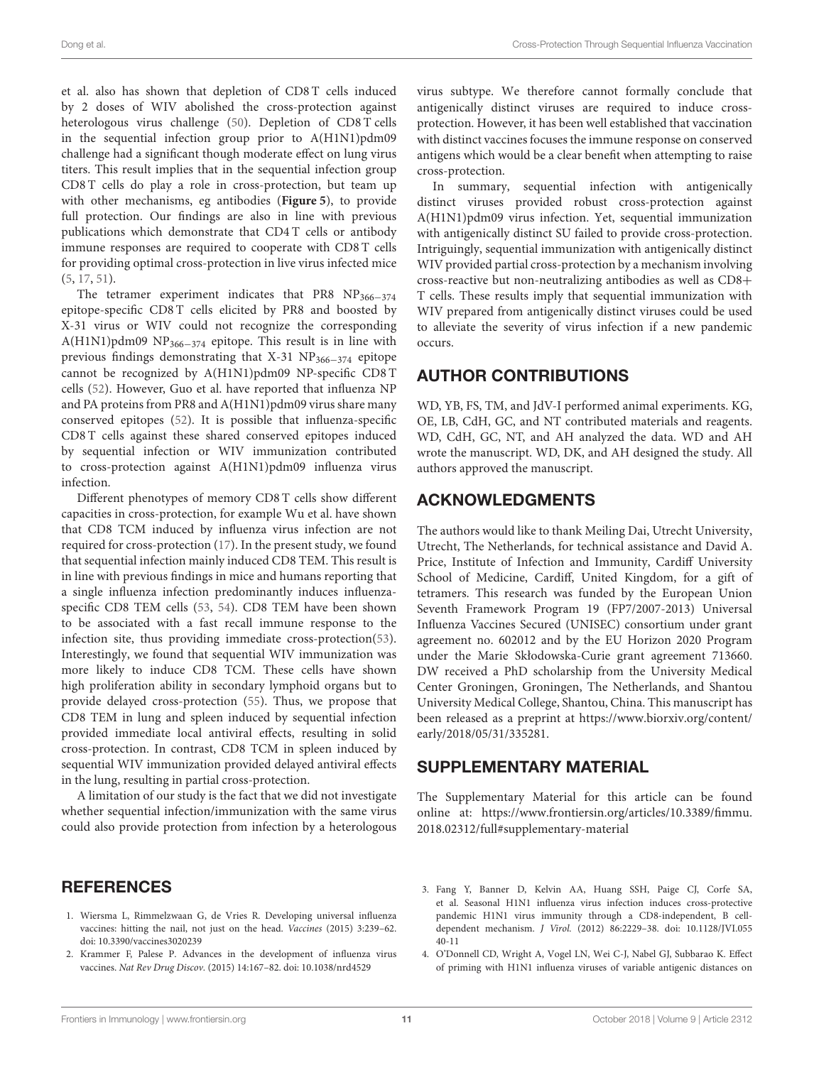et al. also has shown that depletion of CD8 T cells induced by 2 doses of WIV abolished the cross-protection against heterologous virus challenge (50). Depletion of CD8 T cells in the sequential infection group prior to A(H1N1)pdm09 challenge had a significant though moderate effect on lung virus titers. This result implies that in the sequential infection group CD8 T cells do play a role in cross-protection, but team up with other mechanisms, eg antibodies (**Figure 5**), to provide full protection. Our findings are also in line with previous publications which demonstrate that CD4 T cells or antibody immune responses are required to cooperate with CD8 T cells for providing optimal cross-protection in live virus infected mice (5, 17, 51).

The tetramer experiment indicates that PR8 $NP_{366-374}$ epitope-specific CD8 T cells elicited by PR8 and boosted by X-31 virus or WIV could not recognize the corresponding A(H1N1)pdm09 $NP_{366-374}$ epitope. This result is in line with previous findings demonstrating that X-31 $NP_{366-374}$ epitope cannot be recognized by A(H1N1)pdm09 NP-specific CD8 T cells (52). However, Guo et al. have reported that influenza NP and PA proteins from PR8 and A(H1N1)pdm09 virus share many conserved epitopes (52). It is possible that influenza-specific CD8 T cells against these shared conserved epitopes induced by sequential infection or WIV immunization contributed to cross-protection against A(H1N1)pdm09 influenza virus infection.

Different phenotypes of memory CD8 T cells show different capacities in cross-protection, for example Wu et al. have shown that CD8 TCM induced by influenza virus infection are not required for cross-protection (17). In the present study, we found that sequential infection mainly induced CD8 TEM. This result is in line with previous findings in mice and humans reporting that a single influenza infection predominantly induces influenza-specific CD8 TEM cells (53, 54). CD8 TEM have been shown to be associated with a fast recall immune response to the infection site, thus providing immediate cross-protection(53). Interestingly, we found that sequential WIV immunization was more likely to induce CD8 TCM. These cells have shown high proliferation ability in secondary lymphoid organs but to provide delayed cross-protection (55). Thus, we propose that CD8 TEM in lung and spleen induced by sequential infection provided immediate local antiviral effects, resulting in solid cross-protection. In contrast, CD8 TCM in spleen induced by sequential WIV immunization provided delayed antiviral effects in the lung, resulting in partial cross-protection.

A limitation of our study is the fact that we did not investigate whether sequential infection/immunization with the same virus could also provide protection from infection by a heterologous virus subtype. We therefore cannot formally conclude that antigenically distinct viruses are required to induce cross-protection. However, it has been well established that vaccination with distinct vaccines focuses the immune response on conserved antigens which would be a clear benefit when attempting to raise cross-protection.

In summary, sequential infection with antigenically distinct viruses provided robust cross-protection against A(H1N1)pdm09 virus infection. Yet, sequential immunization with antigenically distinct SU failed to provide cross-protection. Intriguingly, sequential immunization with antigenically distinct WIV provided partial cross-protection by a mechanism involving cross-reactive but non-neutralizing antibodies as well as CD8+ T cells. These results imply that sequential immunization with WIV prepared from antigenically distinct viruses could be used to alleviate the severity of virus infection if a new pandemic occurs.

## AUTHOR CONTRIBUTIONS

WD, YB, FS, TM, and JdV-I performed animal experiments. KG, OE, LB, CdH, GC, and NT contributed materials and reagents. WD, CdH, GC, NT, and AH analyzed the data. WD and AH wrote the manuscript. WD, DK, and AH designed the study. All authors approved the manuscript.

## ACKNOWLEDGMENTS

The authors would like to thank Meiling Dai, Utrecht University, Utrecht, The Netherlands, for technical assistance and David A. Price, Institute of Infection and Immunity, Cardiff University School of Medicine, Cardiff, United Kingdom, for a gift of tetramers. This research was funded by the European Union Seventh Framework Program 19 (FP7/2007-2013) Universal Influenza Vaccines Secured (UNISEC) consortium under grant agreement no. 602012 and by the EU Horizon 2020 Program under the Marie Skłodowska-Curie grant agreement 713660. DW received a PhD scholarship from the University Medical Center Groningen, Groningen, The Netherlands, and Shantou University Medical College, Shantou, China. This manuscript has been released as a preprint at https://www.biorxiv.org/content/early/2018/05/31/335281.

## SUPPLEMENTARY MATERIAL

The Supplementary Material for this article can be found online at: https://www.frontiersin.org/articles/10.3389/fimmu.2018.02312/full#supplementary-material

## REFERENCES

1. Wiersma L, Rimmelzwaan G, de Vries R. Developing universal influenza vaccines: hitting the nail, not just on the head. *Vaccines* (2015) 3:239–62. doi: 10.3390/vaccines3020239
2. Krammer F, Palese P. Advances in the development of influenza virus vaccines. *Nat Rev Drug Discov.* (2015) 14:167–82. doi: 10.1038/nrd4529
3. Fang Y, Banner D, Kelvin AA, Huang SSH, Paige CJ, Corfe SA, et al. Seasonal H1N1 influenza virus infection induces cross-protective pandemic H1N1 virus immunity through a CD8-independent, B cell-dependent mechanism. *J Virol.* (2012) 86:2229–38. doi: 10.1128/JVI.05540-11
4. O'Donnell CD, Wright A, Vogel LN, Wei C-J, Nabel GJ, Subbarao K. Effect of priming with H1N1 influenza viruses of variable antigenic distances on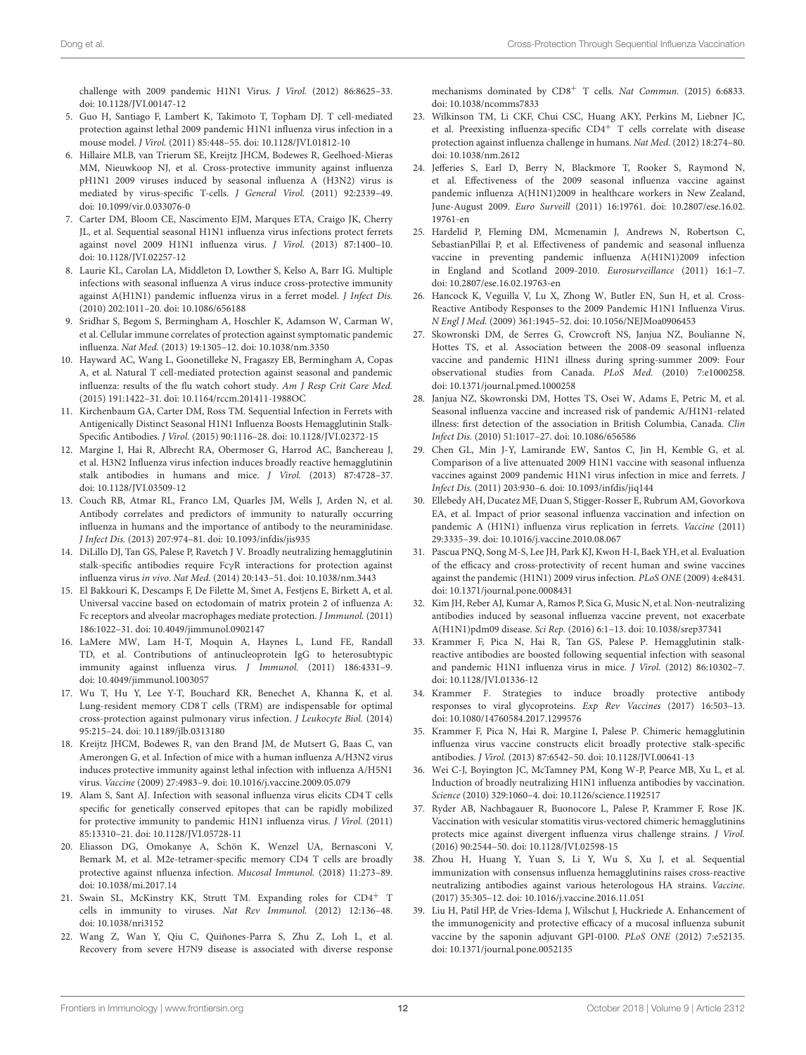challenge with 2009 pandemic H1N1 Virus. *J Virol.* (2012) 86:8625–33. doi: 10.1128/JVI.00147-12

5. Guo H, Santiago F, Lambert K, Takimoto T, Topham DJ. T cell-mediated protection against lethal 2009 pandemic H1N1 influenza virus infection in a mouse model. *J Virol.* (2011) 85:448–55. doi: 10.1128/JVI.01812-10
6. Hillaire MLB, van Trierum SE, Kreijtz JHCM, Bodewes R, Geelhoed-Mieras MM, Nieuwkoop NJ, et al. Cross-protective immunity against influenza pH1N1 2009 viruses induced by seasonal influenza A (H3N2) virus is mediated by virus-specific T-cells. *J General Virol.* (2011) 92:2339–49. doi: 10.1099/vir.0.033076-0
7. Carter DM, Bloom CE, Nascimento EJM, Marques ETA, Craigo JK, Cherry JL, et al. Sequential seasonal H1N1 influenza virus infections protect ferrets against novel 2009 H1N1 influenza virus. *J Virol.* (2013) 87:1400–10. doi: 10.1128/JVI.02257-12
8. Laurie KL, Carolan LA, Middleton D, Lowther S, Kelso A, Barr IG. Multiple infections with seasonal influenza A virus induce cross-protective immunity against A(H1N1) pandemic influenza virus in a ferret model. *J Infect Dis.* (2010) 202:1011–20. doi: 10.1086/656188
9. Sridhar S, Begom S, Bermingham A, Hoschler K, Adamson W, Carman W, et al. Cellular immune correlates of protection against symptomatic pandemic influenza. *Nat Med.* (2013) 19:1305–12. doi: 10.1038/nm.3350
10. Hayward AC, Wang L, Goonetilleke N, Fragaszy EB, Bermingham A, Copas A, et al. Natural T cell-mediated protection against seasonal and pandemic influenza: results of the flu watch cohort study. *Am J Resp Crit Care Med.* (2015) 191:1422–31. doi: 10.1164/rccm.201411-1988OC
11. Kirchenbaum GA, Carter DM, Ross TM. Sequential Infection in Ferrets with Antigenically Distinct Seasonal H1N1 Influenza Boosts Hemagglutinin Stalk-Specific Antibodies. *J Virol.* (2015) 90:1116–28. doi: 10.1128/JVI.02372-15
12. Margine I, Hai R, Albrecht RA, Obermoser G, Harrod AC, Banchereau J, et al. H3N2 Influenza virus infection induces broadly reactive hemagglutinin stalk antibodies in humans and mice. *J Virol.* (2013) 87:4728–37. doi: 10.1128/JVI.03509-12
13. Couch RB, Atmar RL, Franco LM, Quarles JM, Wells J, Arden N, et al. Antibody correlates and predictors of immunity to naturally occurring influenza in humans and the importance of antibody to the neuraminidase. *J Infect Dis.* (2013) 207:974–81. doi: 10.1093/infdis/jis935
14. DiLillo DJ, Tan GS, Palese P, Ravetch J V. Broadly neutralizing hemagglutinin stalk-specific antibodies require FcγR interactions for protection against influenza virus *in vivo*. *Nat Med.* (2014) 20:143–51. doi: 10.1038/nm.3443
15. El Bakkouri K, Descamps F, De Filette M, Smet A, Festjens E, Birkett A, et al. Universal vaccine based on ectodomain of matrix protein 2 of influenza A: Fc receptors and alveolar macrophages mediate protection. *J Immunol.* (2011) 186:1022–31. doi: 10.4049/jimmunol.0902147
16. LaMere MW, Lam H-T, Moquin A, Haynes L, Lund FE, Randall TD, et al. Contributions of antinucleoprotein IgG to heterosubtypic immunity against influenza virus. *J Immunol.* (2011) 186:4331–9. doi: 10.4049/jimmunol.1003057
17. Wu T, Hu Y, Lee Y-T, Bouchard KR, Benechet A, Khanna K, et al. Lung-resident memory CD8 T cells (TRM) are indispensable for optimal cross-protection against pulmonary virus infection. *J Leukocyte Biol.* (2014) 95:215–24. doi: 10.1189/jlb.0313180
18. Kreijtz JHCM, Bodewes R, van den Brand JM, de Mutsert G, Baas C, van Amerongen G, et al. Infection of mice with a human influenza A/H3N2 virus induces protective immunity against lethal infection with influenza A/H5N1 virus. *Vaccine* (2009) 27:4983–9. doi: 10.1016/j.vaccine.2009.05.079
19. Alam S, Sant AJ. Infection with seasonal influenza virus elicits CD4 T cells specific for genetically conserved epitopes that can be rapidly mobilized for protective immunity to pandemic H1N1 influenza virus. *J Virol.* (2011) 85:13310–21. doi: 10.1128/JVI.05728-11
20. Eliasson DG, Omokanye A, Schön K, Wenzel UA, Bernasconi V, Bemark M, et al. M2e-tetramer-specific memory CD4 T cells are broadly protective against nfluenza infection. *Mucosal Immunol.* (2018) 11:273–89. doi: 10.1038/mi.2017.14
21. Swain SL, McKinstry KK, Strutt TM. Expanding roles for CD4$^+$ T cells in immunity to viruses. *Nat Rev Immunol.* (2012) 12:136–48. doi: 10.1038/nri3152
22. Wang Z, Wan Y, Qiu C, Quiñones-Parra S, Zhu Z, Loh L, et al. Recovery from severe H7N9 disease is associated with diverse response mechanisms dominated by CD8$^+$ T cells. *Nat Commun.* (2015) 6:6833. doi: 10.1038/ncomms7833
23. Wilkinson TM, Li CKF, Chui CSC, Huang AKY, Perkins M, Liebner JC, et al. Preexisting influenza-specific CD4$^+$ T cells correlate with disease protection against influenza challenge in humans. *Nat Med.* (2012) 18:274–80. doi: 10.1038/nm.2612
24. Jefferies S, Earl D, Berry N, Blackmore T, Rooker S, Raymond N, et al. Effectiveness of the 2009 seasonal influenza vaccine against pandemic influenza A(H1N1)2009 in healthcare workers in New Zealand, June-August 2009. *Euro Surveill* (2011) 16:19761. doi: 10.2807/ese.16.02.19761-en
25. Hardelid P, Fleming DM, Mcmenamin J, Andrews N, Robertson C, SebastianPillai P, et al. Effectiveness of pandemic and seasonal influenza vaccine in preventing pandemic influenza A(H1N1)2009 infection in England and Scotland 2009-2010. *Eurosurveillance* (2011) 16:1–7. doi: 10.2807/ese.16.02.19763-en
26. Hancock K, Veguilla V, Lu X, Zhong W, Butler EN, Sun H, et al. Cross-Reactive Antibody Responses to the 2009 Pandemic H1N1 Influenza Virus. *N Engl J Med.* (2009) 361:1945–52. doi: 10.1056/NEJMoa0906453
27. Skowronski DM, de Serres G, Crowcroft NS, Janjua NZ, Boulianne N, Hottes TS, et al. Association between the 2008-09 seasonal influenza vaccine and pandemic H1N1 illness during spring-summer 2009: Four observational studies from Canada. *PLoS Med.* (2010) 7:e1000258. doi: 10.1371/journal.pmed.1000258
28. Janjua NZ, Skowronski DM, Hottes TS, Osei W, Adams E, Petric M, et al. Seasonal influenza vaccine and increased risk of pandemic A/H1N1-related illness: first detection of the association in British Columbia, Canada. *Clin Infect Dis.* (2010) 51:1017–27. doi: 10.1086/656586
29. Chen GL, Min J-Y, Lamirande EW, Santos C, Jin H, Kemble G, et al. Comparison of a live attenuated 2009 H1N1 vaccine with seasonal influenza vaccines against 2009 pandemic H1N1 virus infection in mice and ferrets. *J Infect Dis.* (2011) 203:930–6. doi: 10.1093/infdis/jiq144
30. Ellebedy AH, Ducatez MF, Duan S, Stigger-Rosser E, Rubrum AM, Govorkova EA, et al. Impact of prior seasonal influenza vaccination and infection on pandemic A (H1N1) influenza virus replication in ferrets. *Vaccine* (2011) 29:3335–39. doi: 10.1016/j.vaccine.2010.08.067
31. Pascua PNQ, Song M-S, Lee JH, Park KJ, Kwon H-I, Baek YH, et al. Evaluation of the efficacy and cross-protectivity of recent human and swine vaccines against the pandemic (H1N1) 2009 virus infection. *PLoS ONE* (2009) 4:e8431. doi: 10.1371/journal.pone.0008431
32. Kim JH, Reber AJ, Kumar A, Ramos P, Sica G, Music N, et al. Non-neutralizing antibodies induced by seasonal influenza vaccine prevent, not exacerbate A(H1N1)pdm09 disease. *Sci Rep.* (2016) 6:1–13. doi: 10.1038/srep37341
33. Krammer F, Pica N, Hai R, Tan GS, Palese P. Hemagglutinin stalk-reactive antibodies are boosted following sequential infection with seasonal and pandemic H1N1 influenza virus in mice. *J Virol.* (2012) 86:10302–7. doi: 10.1128/JVI.01336-12
34. Krammer F. Strategies to induce broadly protective antibody responses to viral glycoproteins. *Exp Rev Vaccines* (2017) 16:503–13. doi: 10.1080/14760584.2017.1299576
35. Krammer F, Pica N, Hai R, Margine I, Palese P. Chimeric hemagglutinin influenza virus vaccine constructs elicit broadly protective stalk-specific antibodies. *J Virol.* (2013) 87:6542–50. doi: 10.1128/JVI.00641-13
36. Wei C-J, Boyington JC, McTamney PM, Kong W-P, Pearce MB, Xu L, et al. Induction of broadly neutralizing H1N1 influenza antibodies by vaccination. *Science* (2010) 329:1060–4. doi: 10.1126/science.1192517
37. Ryder AB, Nachbagauer R, Buonocore L, Palese P, Krammer F, Rose JK. Vaccination with vesicular stomatitis virus-vectored chimeric hemagglutinins protects mice against divergent influenza virus challenge strains. *J Virol.* (2016) 90:2544–50. doi: 10.1128/JVI.02598-15
38. Zhou H, Huang Y, Yuan S, Li Y, Wu S, Xu J, et al. Sequential immunization with consensus influenza hemagglutinins raises cross-reactive neutralizing antibodies against various heterologous HA strains. *Vaccine*. (2017) 35:305–12. doi: 10.1016/j.vaccine.2016.11.051
39. Liu H, Patil HP, de Vries-Idema J, Wilschut J, Huckriede A. Enhancement of the immunogenicity and protective efficacy of a mucosal influenza subunit vaccine by the saponin adjuvant GPI-0100. *PLoS ONE* (2012) 7:e52135. doi: 10.1371/journal.pone.0052135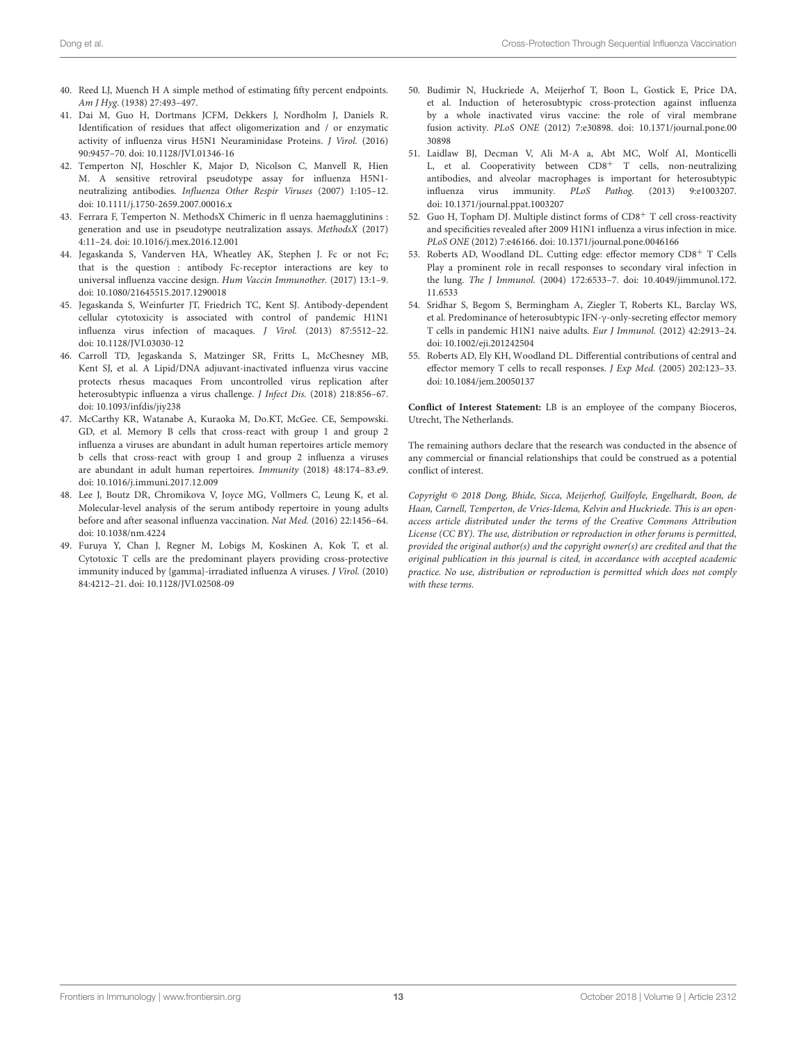40. Reed LJ, Muench H A simple method of estimating fifty percent endpoints. *Am J Hyg*. (1938) 27:493–497.
41. Dai M, Guo H, Dortmans JCFM, Dekkers J, Nordholm J, Daniels R. Identification of residues that affect oligomerization and / or enzymatic activity of influenza virus H5N1 Neuraminidase Proteins. *J Virol*. (2016) 90:9457–70. doi: 10.1128/JVI.01346-16
42. Temperton NJ, Hoschler K, Major D, Nicolson C, Manvell R, Hien M. A sensitive retroviral pseudotype assay for influenza H5N1-neutralizing antibodies. *Influenza Other Respir Viruses* (2007) 1:105–12. doi: 10.1111/j.1750-2659.2007.00016.x
43. Ferrara F, Temperton N. MethodsX Chimeric in fl uenza haemagglutinins : generation and use in pseudotype neutralization assays. *MethodsX* (2017) 4:11–24. doi: 10.1016/j.mex.2016.12.001
44. Jegaskanda S, Vanderven HA, Wheatley AK, Stephen J. Fc or not Fc; that is the question : antibody Fc-receptor interactions are key to universal influenza vaccine design. *Hum Vaccin Immunother*. (2017) 13:1–9. doi: 10.1080/21645515.2017.1290018
45. Jegaskanda S, Weinfurter JT, Friedrich TC, Kent SJ. Antibody-dependent cellular cytotoxicity is associated with control of pandemic H1N1 influenza virus infection of macaques. *J Virol*. (2013) 87:5512–22. doi: 10.1128/JVI.03030-12
46. Carroll TD, Jegaskanda S, Matzinger SR, Fritts L, McChesney MB, Kent SJ, et al. A Lipid/DNA adjuvant-inactivated influenza virus vaccine protects rhesus macaques From uncontrolled virus replication after heterosubtypic influenza a virus challenge. *J Infect Dis*. (2018) 218:856–67. doi: 10.1093/infdis/jiy238
47. McCarthy KR, Watanabe A, Kuraoka M, Do.KT, McGee. CE, Sempowski. GD, et al. Memory B cells that cross-react with group 1 and group 2 influenza a viruses are abundant in adult human repertoires article memory b cells that cross-react with group 1 and group 2 influenza a viruses are abundant in adult human repertoires. *Immunity* (2018) 48:174–83.e9. doi: 10.1016/j.immuni.2017.12.009
48. Lee J, Boutz DR, Chromikova V, Joyce MG, Vollmers C, Leung K, et al. Molecular-level analysis of the serum antibody repertoire in young adults before and after seasonal influenza vaccination. *Nat Med*. (2016) 22:1456–64. doi: 10.1038/nm.4224
49. Furuya Y, Chan J, Regner M, Lobigs M, Koskinen A, Kok T, et al. Cytotoxic T cells are the predominant players providing cross-protective immunity induced by {gamma}-irradiated influenza A viruses. *J Virol*. (2010) 84:4212–21. doi: 10.1128/JVI.02508-09
50. Budimir N, Huckriede A, Meijerhof T, Boon L, Gostick E, Price DA, et al. Induction of heterosubtypic cross-protection against influenza by a whole inactivated virus vaccine: the role of viral membrane fusion activity. *PLoS ONE* (2012) 7:e30898. doi: 10.1371/journal.pone.0030898
51. Laidlaw BJ, Decman V, Ali M-A a, Abt MC, Wolf AI, Monticelli L, et al. Cooperativity between $CD8^+$ T cells, non-neutralizing antibodies, and alveolar macrophages is important for heterosubtypic influenza virus immunity. *PLoS Pathog*. (2013) 9:e1003207. doi: 10.1371/journal.ppat.1003207
52. Guo H, Topham DJ. Multiple distinct forms of $CD8^+$ T cell cross-reactivity and specificities revealed after 2009 H1N1 influenza a virus infection in mice. *PLoS ONE* (2012) 7:e46166. doi: 10.1371/journal.pone.0046166
53. Roberts AD, Woodland DL. Cutting edge: effector memory $CD8^+$ T Cells Play a prominent role in recall responses to secondary viral infection in the lung. *The J Immunol*. (2004) 172:6533–7. doi: 10.4049/jimmunol.172.11.6533
54. Sridhar S, Begom S, Bermingham A, Ziegler T, Roberts KL, Barclay WS, et al. Predominance of heterosubtypic IFN-γ-only-secreting effector memory T cells in pandemic H1N1 naive adults. *Eur J Immunol*. (2012) 42:2913–24. doi: 10.1002/eji.201242504
55. Roberts AD, Ely KH, Woodland DL. Differential contributions of central and effector memory T cells to recall responses. *J Exp Med*. (2005) 202:123–33. doi: 10.1084/jem.20050137

**Conflict of Interest Statement:** LB is an employee of the company Bioceros, Utrecht, The Netherlands.

The remaining authors declare that the research was conducted in the absence of any commercial or financial relationships that could be construed as a potential conflict of interest.

*Copyright © 2018 Dong, Bhide, Sicca, Meijerhof, Guilfoyle, Engelhardt, Boon, de Haan, Carnell, Temperton, de Vries-Idema, Kelvin and Huckriede. This is an open-access article distributed under the terms of the Creative Commons Attribution License (CC BY). The use, distribution or reproduction in other forums is permitted, provided the original author(s) and the copyright owner(s) are credited and that the original publication in this journal is cited, in accordance with accepted academic practice. No use, distribution or reproduction is permitted which does not comply with these terms.*